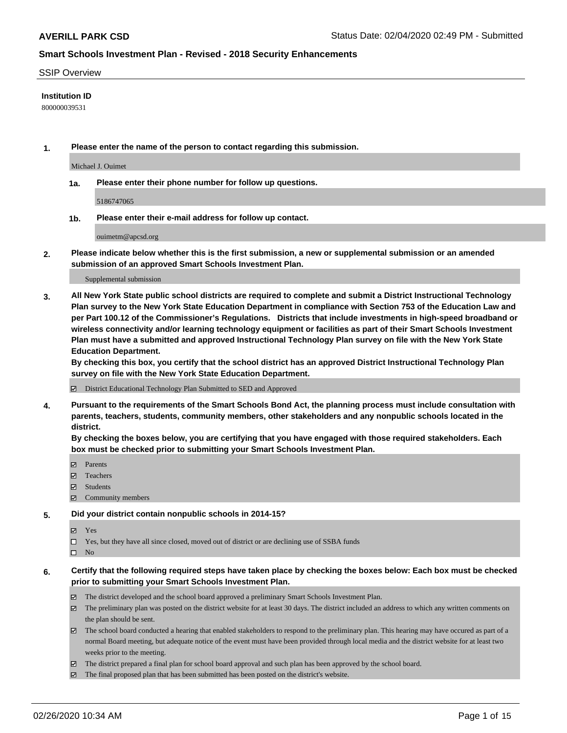**AVERILL PARK CSD** Status Date: 02/04/2020 02:49 PM - Submitted

## Smart Schools Investment Plan - Revised - 2018 Security Enhancements

SSIP Overview

**Institution ID**

800000039531

**1. Please enter the name of the person to contact regarding this submission.**

Michael J. Ouimet

**1a. Please enter their phone number for follow up questions.**

5186747065

**1b. Please enter their e-mail address for follow up contact.**

ouimetm@apcsd.org

**2. Please indicate below whether this is the first submission, a new or supplemental submission or an amended submission of an approved Smart Schools Investment Plan.**

Supplemental submission

**3. All New York State public school districts are required to complete and submit a District Instructional Technology Plan survey to the New York State Education Department in compliance with Section 753 of the Education Law and per Part 100.12 of the Commissioner's Regulations. Districts that include investments in high-speed broadband or wireless connectivity and/or learning technology equipment or facilities as part of their Smart Schools Investment Plan must have a submitted and approved Instructional Technology Plan survey on file with the New York State Education Department.**
**By checking this box, you certify that the school district has an approved District Instructional Technology Plan survey on file with the New York State Education Department.**

- [x] District Educational Technology Plan Submitted to SED and Approved

**4. Pursuant to the requirements of the Smart Schools Bond Act, the planning process must include consultation with parents, teachers, students, community members, other stakeholders and any nonpublic schools located in the district.**
**By checking the boxes below, you are certifying that you have engaged with those required stakeholders. Each box must be checked prior to submitting your Smart Schools Investment Plan.**

- [x] Parents
- [x] Teachers
- [x] Students
- [x] Community members

**5. Did your district contain nonpublic schools in 2014-15?**

- [x] Yes
- [ ] Yes, but they have all since closed, moved out of district or are declining use of SSBA funds
- [ ] No

**6. Certify that the following required steps have taken place by checking the boxes below: Each box must be checked prior to submitting your Smart Schools Investment Plan.**

- [x] The district developed and the school board approved a preliminary Smart Schools Investment Plan.
- [x] The preliminary plan was posted on the district website for at least 30 days. The district included an address to which any written comments on the plan should be sent.
- [x] The school board conducted a hearing that enabled stakeholders to respond to the preliminary plan. This hearing may have occured as part of a normal Board meeting, but adequate notice of the event must have been provided through local media and the district website for at least two weeks prior to the meeting.
- [x] The district prepared a final plan for school board approval and such plan has been approved by the school board.
- [x] The final proposed plan that has been submitted has been posted on the district's website.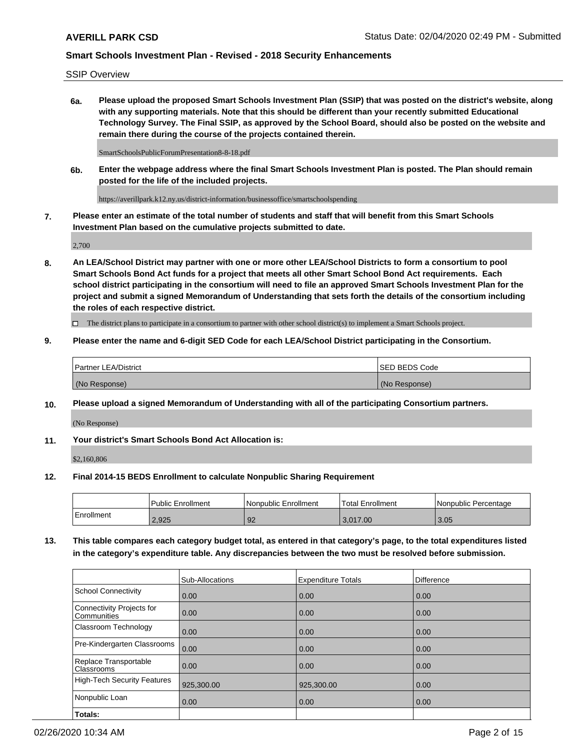SSIP Overview

**6a. Please upload the proposed Smart Schools Investment Plan (SSIP) that was posted on the district's website, along with any supporting materials. Note that this should be different than your recently submitted Educational Technology Survey. The Final SSIP, as approved by the School Board, should also be posted on the website and remain there during the course of the projects contained therein.**

SmartSchoolsPublicForumPresentation8-8-18.pdf

**6b. Enter the webpage address where the final Smart Schools Investment Plan is posted. The Plan should remain posted for the life of the included projects.**

https://averillpark.k12.ny.us/district-information/businessoffice/smartschoolspending

**7. Please enter an estimate of the total number of students and staff that will benefit from this Smart Schools Investment Plan based on the cumulative projects submitted to date.**

2,700

**8. An LEA/School District may partner with one or more other LEA/School Districts to form a consortium to pool Smart Schools Bond Act funds for a project that meets all other Smart School Bond Act requirements. Each school district participating in the consortium will need to file an approved Smart Schools Investment Plan for the project and submit a signed Memorandum of Understanding that sets forth the details of the consortium including the roles of each respective district.**

☐ The district plans to participate in a consortium to partner with other school district(s) to implement a Smart Schools project.

**9. Please enter the name and 6-digit SED Code for each LEA/School District participating in the Consortium.**

| Partner LEA/District | SED BEDS Code |
|---|---|
| (No Response) | (No Response) |

**10. Please upload a signed Memorandum of Understanding with all of the participating Consortium partners.**

(No Response)

**11. Your district's Smart Schools Bond Act Allocation is:**

$2,160,806

**12. Final 2014-15 BEDS Enrollment to calculate Nonpublic Sharing Requirement**

| | Public Enrollment | Nonpublic Enrollment | Total Enrollment | Nonpublic Percentage |
|---|---|---|---|---|
| Enrollment | 2,925 | 92 | 3,017.00 | 3.05 |

**13. This table compares each category budget total, as entered in that category's page, to the total expenditures listed in the category's expenditure table. Any discrepancies between the two must be resolved before submission.**

| | Sub-Allocations | Expenditure Totals | Difference |
|---|---|---|---|
| School Connectivity | 0.00 | 0.00 | 0.00 |
| Connectivity Projects for Communities | 0.00 | 0.00 | 0.00 |
| Classroom Technology | 0.00 | 0.00 | 0.00 |
| Pre-Kindergarten Classrooms | 0.00 | 0.00 | 0.00 |
| Replace Transportable Classrooms | 0.00 | 0.00 | 0.00 |
| High-Tech Security Features | 925,300.00 | 925,300.00 | 0.00 |
| Nonpublic Loan | 0.00 | 0.00 | 0.00 |
| Totals: | | | |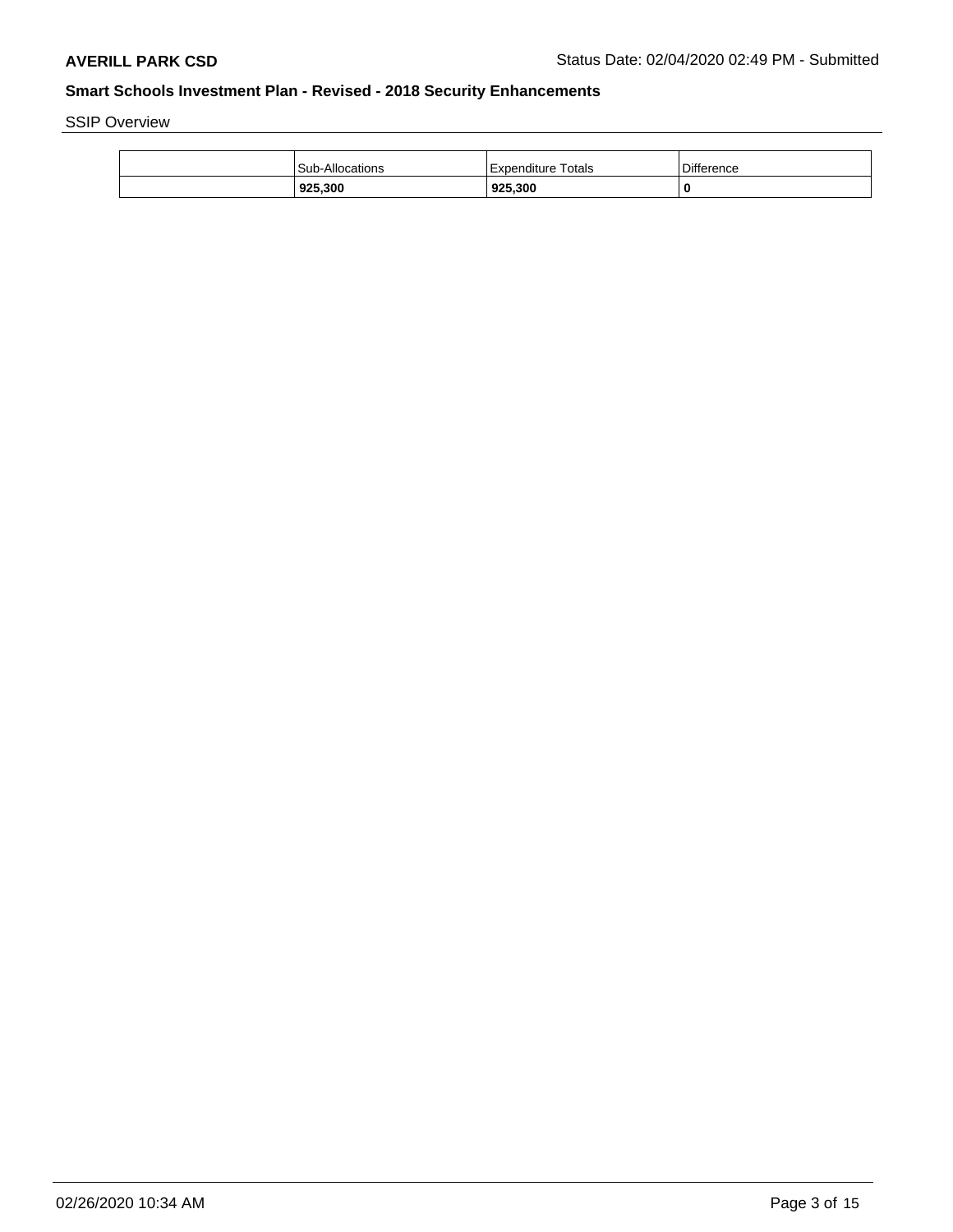## Smart Schools Investment Plan - Revised - 2018 Security Enhancements

SSIP Overview

| | Sub-Allocations | Expenditure Totals | Difference |
|---|---|---|---|
| | **925,300** | **925,300** | **0** |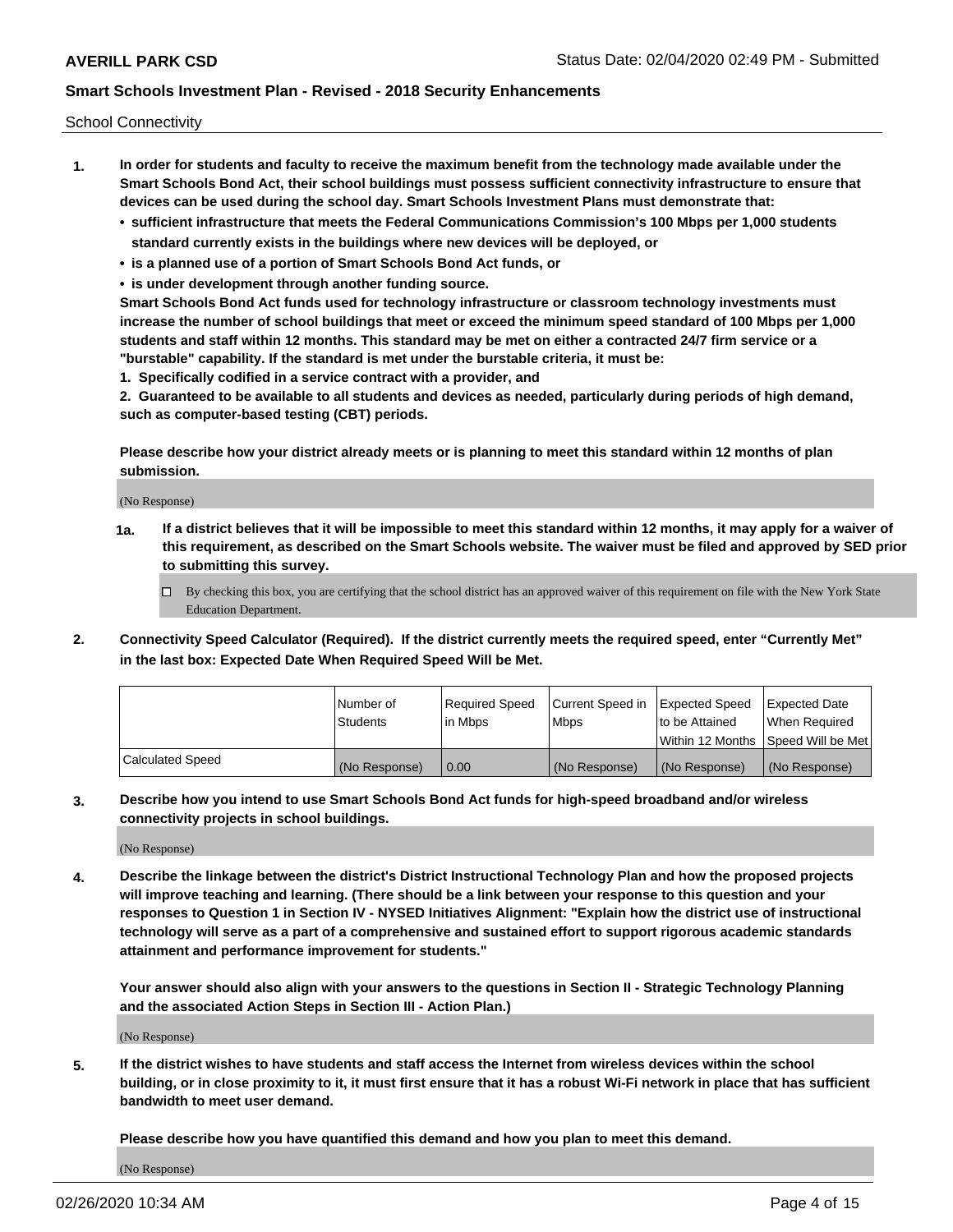School Connectivity

1. **In order for students and faculty to receive the maximum benefit from the technology made available under the Smart Schools Bond Act, their school buildings must possess sufficient connectivity infrastructure to ensure that devices can be used during the school day. Smart Schools Investment Plans must demonstrate that:**
   - **sufficient infrastructure that meets the Federal Communications Commission's 100 Mbps per 1,000 students standard currently exists in the buildings where new devices will be deployed, or**
   - **is a planned use of a portion of Smart Schools Bond Act funds, or**
   - **is under development through another funding source.**

   **Smart Schools Bond Act funds used for technology infrastructure or classroom technology investments must increase the number of school buildings that meet or exceed the minimum speed standard of 100 Mbps per 1,000 students and staff within 12 months. This standard may be met on either a contracted 24/7 firm service or a "burstable" capability. If the standard is met under the burstable criteria, it must be:**

   **1. Specifically codified in a service contract with a provider, and**

   **2. Guaranteed to be available to all students and devices as needed, particularly during periods of high demand, such as computer-based testing (CBT) periods.**

   **Please describe how your district already meets or is planning to meet this standard within 12 months of plan submission.**

   (No Response)

   **1a. If a district believes that it will be impossible to meet this standard within 12 months, it may apply for a waiver of this requirement, as described on the Smart Schools website. The waiver must be filed and approved by SED prior to submitting this survey.**

   ☐ By checking this box, you are certifying that the school district has an approved waiver of this requirement on file with the New York State Education Department.

2. **Connectivity Speed Calculator (Required). If the district currently meets the required speed, enter "Currently Met" in the last box: Expected Date When Required Speed Will be Met.**

| | Number of Students | Required Speed in Mbps | Current Speed in Mbps | Expected Speed to be Attained Within 12 Months | Expected Date When Required Speed Will be Met |
|---|---|---|---|---|---|
| Calculated Speed | (No Response) | 0.00 | (No Response) | (No Response) | (No Response) |

3. **Describe how you intend to use Smart Schools Bond Act funds for high-speed broadband and/or wireless connectivity projects in school buildings.**

   (No Response)

4. **Describe the linkage between the district's District Instructional Technology Plan and how the proposed projects will improve teaching and learning. (There should be a link between your response to this question and your responses to Question 1 in Section IV - NYSED Initiatives Alignment: "Explain how the district use of instructional technology will serve as a part of a comprehensive and sustained effort to support rigorous academic standards attainment and performance improvement for students."**

   **Your answer should also align with your answers to the questions in Section II - Strategic Technology Planning and the associated Action Steps in Section III - Action Plan.)**

   (No Response)

5. **If the district wishes to have students and staff access the Internet from wireless devices within the school building, or in close proximity to it, it must first ensure that it has a robust Wi-Fi network in place that has sufficient bandwidth to meet user demand.**

   **Please describe how you have quantified this demand and how you plan to meet this demand.**

   (No Response)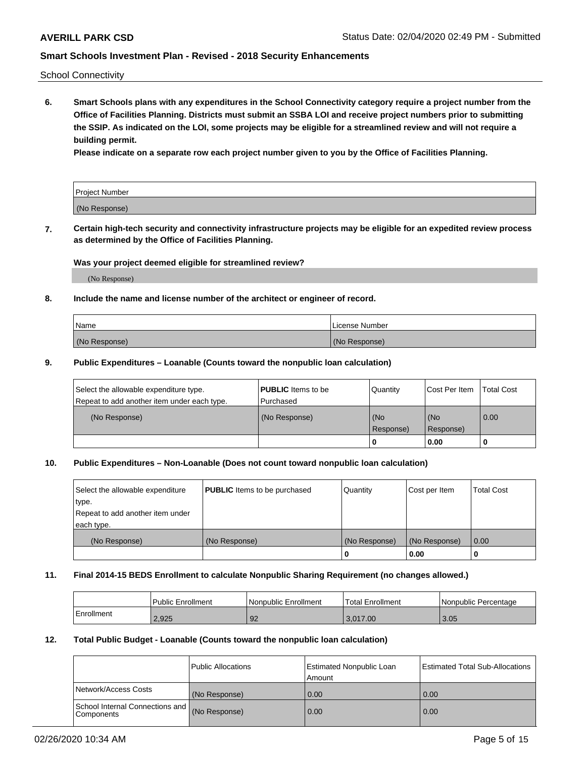School Connectivity

**6. Smart Schools plans with any expenditures in the School Connectivity category require a project number from the Office of Facilities Planning. Districts must submit an SSBA LOI and receive project numbers prior to submitting the SSIP. As indicated on the LOI, some projects may be eligible for a streamlined review and will not require a building permit.**

**Please indicate on a separate row each project number given to you by the Office of Facilities Planning.**

| Project Number |
|---|
| (No Response) |

**7. Certain high-tech security and connectivity infrastructure projects may be eligible for an expedited review process as determined by the Office of Facilities Planning.**

**Was your project deemed eligible for streamlined review?**

(No Response)

**8. Include the name and license number of the architect or engineer of record.**

| Name | License Number |
|---|---|
| (No Response) | (No Response) |

**9. Public Expenditures – Loanable (Counts toward the nonpublic loan calculation)**

| Select the allowable expenditure type. Repeat to add another item under each type. | **PUBLIC** Items to be Purchased | Quantity | Cost Per Item | Total Cost |
|---|---|---|---|---|
| (No Response) | (No Response) | (No Response) | (No Response) | 0.00 |
| | | 0 | 0.00 | 0 |

**10. Public Expenditures – Non-Loanable (Does not count toward nonpublic loan calculation)**

| Select the allowable expenditure type. Repeat to add another item under each type. | **PUBLIC** Items to be purchased | Quantity | Cost per Item | Total Cost |
|---|---|---|---|---|
| (No Response) | (No Response) | (No Response) | (No Response) | 0.00 |
| | | 0 | 0.00 | 0 |

**11. Final 2014-15 BEDS Enrollment to calculate Nonpublic Sharing Requirement (no changes allowed.)**

| | Public Enrollment | Nonpublic Enrollment | Total Enrollment | Nonpublic Percentage |
|---|---|---|---|---|
| Enrollment | 2,925 | 92 | 3,017.00 | 3.05 |

**12. Total Public Budget - Loanable (Counts toward the nonpublic loan calculation)**

| | Public Allocations | Estimated Nonpublic Loan Amount | Estimated Total Sub-Allocations |
|---|---|---|---|
| Network/Access Costs | (No Response) | 0.00 | 0.00 |
| School Internal Connections and Components | (No Response) | 0.00 | 0.00 |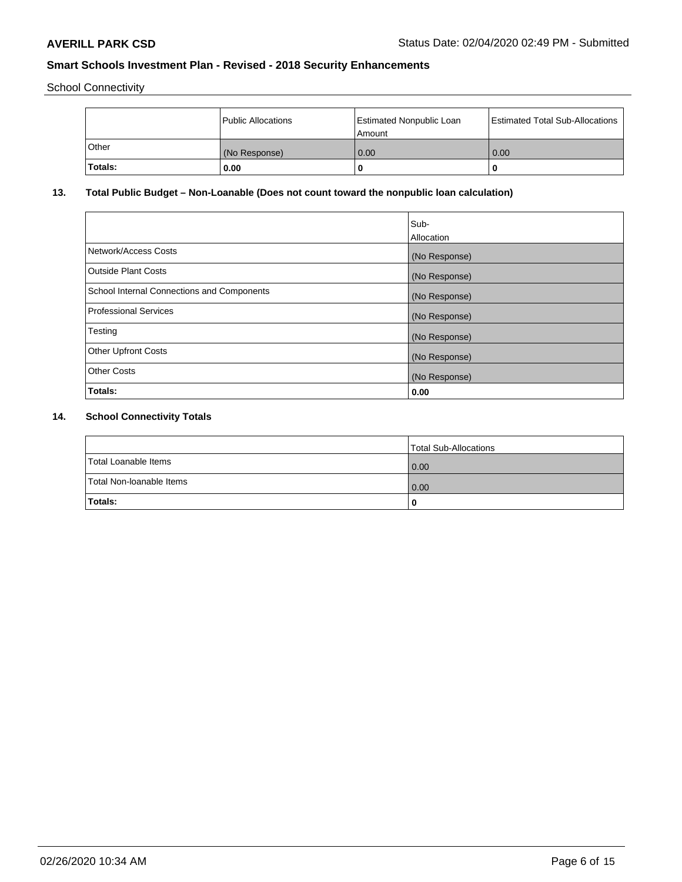School Connectivity

| | Public Allocations | Estimated Nonpublic Loan Amount | Estimated Total Sub-Allocations |
|---|---|---|---|
| Other | (No Response) | 0.00 | 0.00 |
| **Totals:** | **0.00** | **0** | **0** |

## 13. Total Public Budget – Non-Loanable (Does not count toward the nonpublic loan calculation)

| | Sub-Allocation |
|---|---|
| Network/Access Costs | (No Response) |
| Outside Plant Costs | (No Response) |
| School Internal Connections and Components | (No Response) |
| Professional Services | (No Response) |
| Testing | (No Response) |
| Other Upfront Costs | (No Response) |
| Other Costs | (No Response) |
| **Totals:** | **0.00** |

## 14. School Connectivity Totals

| | Total Sub-Allocations |
|---|---|
| Total Loanable Items | 0.00 |
| Total Non-loanable Items | 0.00 |
| **Totals:** | **0** |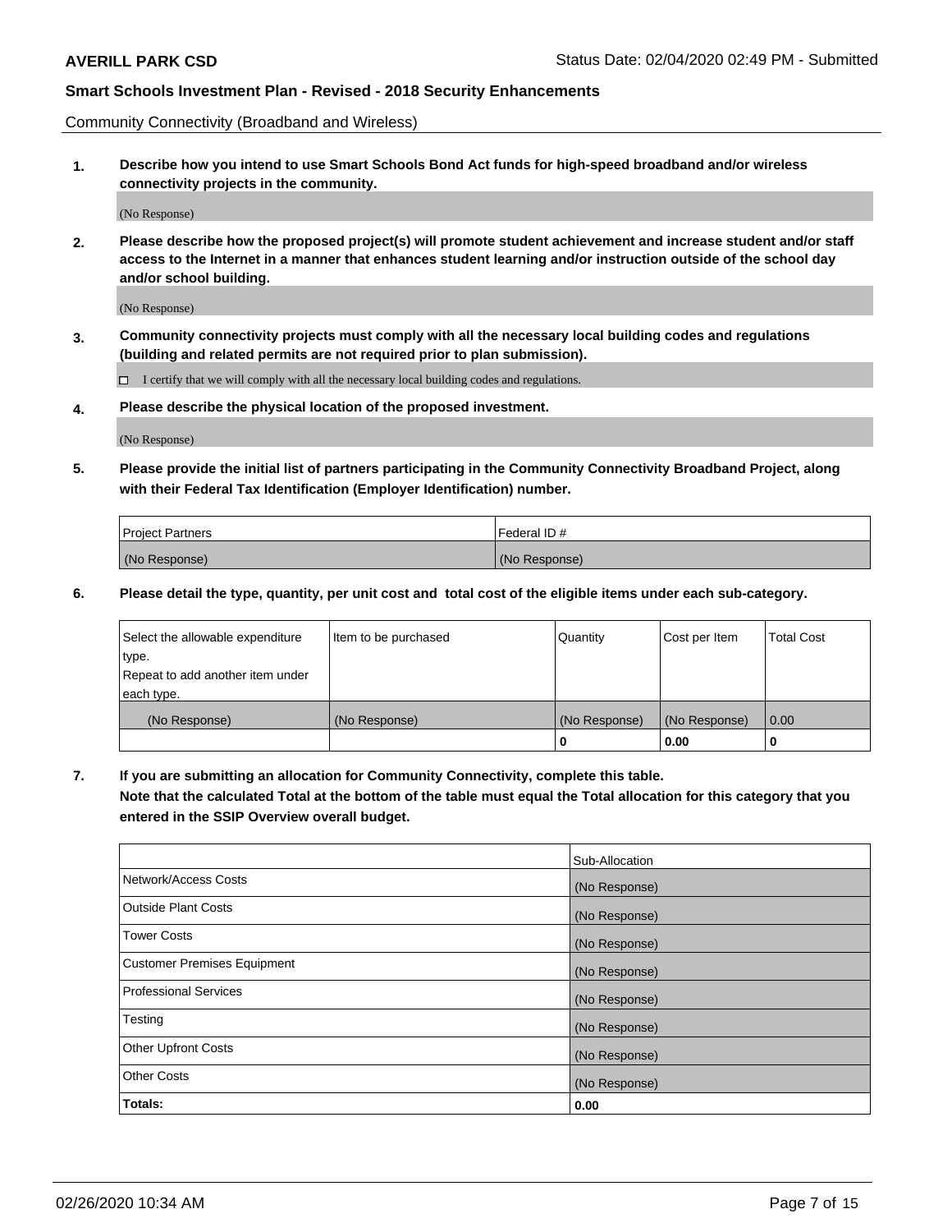Community Connectivity (Broadband and Wireless)

**1. Describe how you intend to use Smart Schools Bond Act funds for high-speed broadband and/or wireless connectivity projects in the community.**

(No Response)

**2. Please describe how the proposed project(s) will promote student achievement and increase student and/or staff access to the Internet in a manner that enhances student learning and/or instruction outside of the school day and/or school building.**

(No Response)

**3. Community connectivity projects must comply with all the necessary local building codes and regulations (building and related permits are not required prior to plan submission).**

☐ I certify that we will comply with all the necessary local building codes and regulations.

**4. Please describe the physical location of the proposed investment.**

(No Response)

**5. Please provide the initial list of partners participating in the Community Connectivity Broadband Project, along with their Federal Tax Identification (Employer Identification) number.**

| Project Partners | Federal ID # |
|---|---|
| (No Response) | (No Response) |

**6. Please detail the type, quantity, per unit cost and total cost of the eligible items under each sub-category.**

| Select the allowable expenditure type. Repeat to add another item under each type. | Item to be purchased | Quantity | Cost per Item | Total Cost |
|---|---|---|---|---|
| (No Response) | (No Response) | (No Response) | (No Response) | 0.00 |
| | | **0** | **0.00** | **0** |

**7. If you are submitting an allocation for Community Connectivity, complete this table. Note that the calculated Total at the bottom of the table must equal the Total allocation for this category that you entered in the SSIP Overview overall budget.**

| | Sub-Allocation |
|---|---|
| Network/Access Costs | (No Response) |
| Outside Plant Costs | (No Response) |
| Tower Costs | (No Response) |
| Customer Premises Equipment | (No Response) |
| Professional Services | (No Response) |
| Testing | (No Response) |
| Other Upfront Costs | (No Response) |
| Other Costs | (No Response) |
| **Totals:** | **0.00** |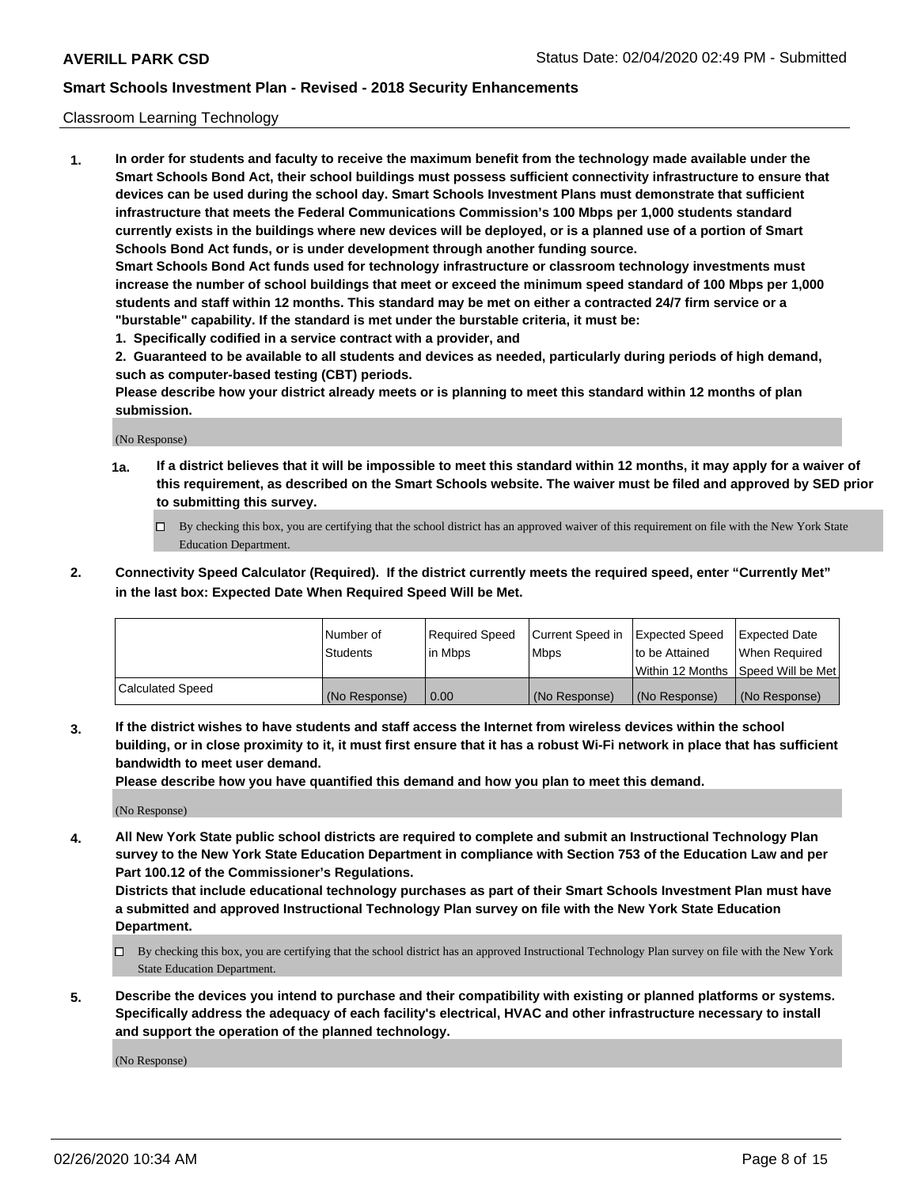Classroom Learning Technology

**1. In order for students and faculty to receive the maximum benefit from the technology made available under the Smart Schools Bond Act, their school buildings must possess sufficient connectivity infrastructure to ensure that devices can be used during the school day. Smart Schools Investment Plans must demonstrate that sufficient infrastructure that meets the Federal Communications Commission's 100 Mbps per 1,000 students standard currently exists in the buildings where new devices will be deployed, or is a planned use of a portion of Smart Schools Bond Act funds, or is under development through another funding source.**

**Smart Schools Bond Act funds used for technology infrastructure or classroom technology investments must increase the number of school buildings that meet or exceed the minimum speed standard of 100 Mbps per 1,000 students and staff within 12 months. This standard may be met on either a contracted 24/7 firm service or a "burstable" capability. If the standard is met under the burstable criteria, it must be:**

**1. Specifically codified in a service contract with a provider, and**

**2. Guaranteed to be available to all students and devices as needed, particularly during periods of high demand, such as computer-based testing (CBT) periods.**

**Please describe how your district already meets or is planning to meet this standard within 12 months of plan submission.**

(No Response)

**1a. If a district believes that it will be impossible to meet this standard within 12 months, it may apply for a waiver of this requirement, as described on the Smart Schools website. The waiver must be filed and approved by SED prior to submitting this survey.**

☐ By checking this box, you are certifying that the school district has an approved waiver of this requirement on file with the New York State Education Department.

**2. Connectivity Speed Calculator (Required). If the district currently meets the required speed, enter "Currently Met" in the last box: Expected Date When Required Speed Will be Met.**

| | Number of Students | Required Speed in Mbps | Current Speed in Mbps | Expected Speed to be Attained Within 12 Months | Expected Date When Required Speed Will be Met |
|---|---|---|---|---|---|
| Calculated Speed | (No Response) | 0.00 | (No Response) | (No Response) | (No Response) |

**3. If the district wishes to have students and staff access the Internet from wireless devices within the school building, or in close proximity to it, it must first ensure that it has a robust Wi-Fi network in place that has sufficient bandwidth to meet user demand.**

**Please describe how you have quantified this demand and how you plan to meet this demand.**

(No Response)

**4. All New York State public school districts are required to complete and submit an Instructional Technology Plan survey to the New York State Education Department in compliance with Section 753 of the Education Law and per Part 100.12 of the Commissioner's Regulations.**

**Districts that include educational technology purchases as part of their Smart Schools Investment Plan must have a submitted and approved Instructional Technology Plan survey on file with the New York State Education Department.**

☐ By checking this box, you are certifying that the school district has an approved Instructional Technology Plan survey on file with the New York State Education Department.

**5. Describe the devices you intend to purchase and their compatibility with existing or planned platforms or systems. Specifically address the adequacy of each facility's electrical, HVAC and other infrastructure necessary to install and support the operation of the planned technology.**

(No Response)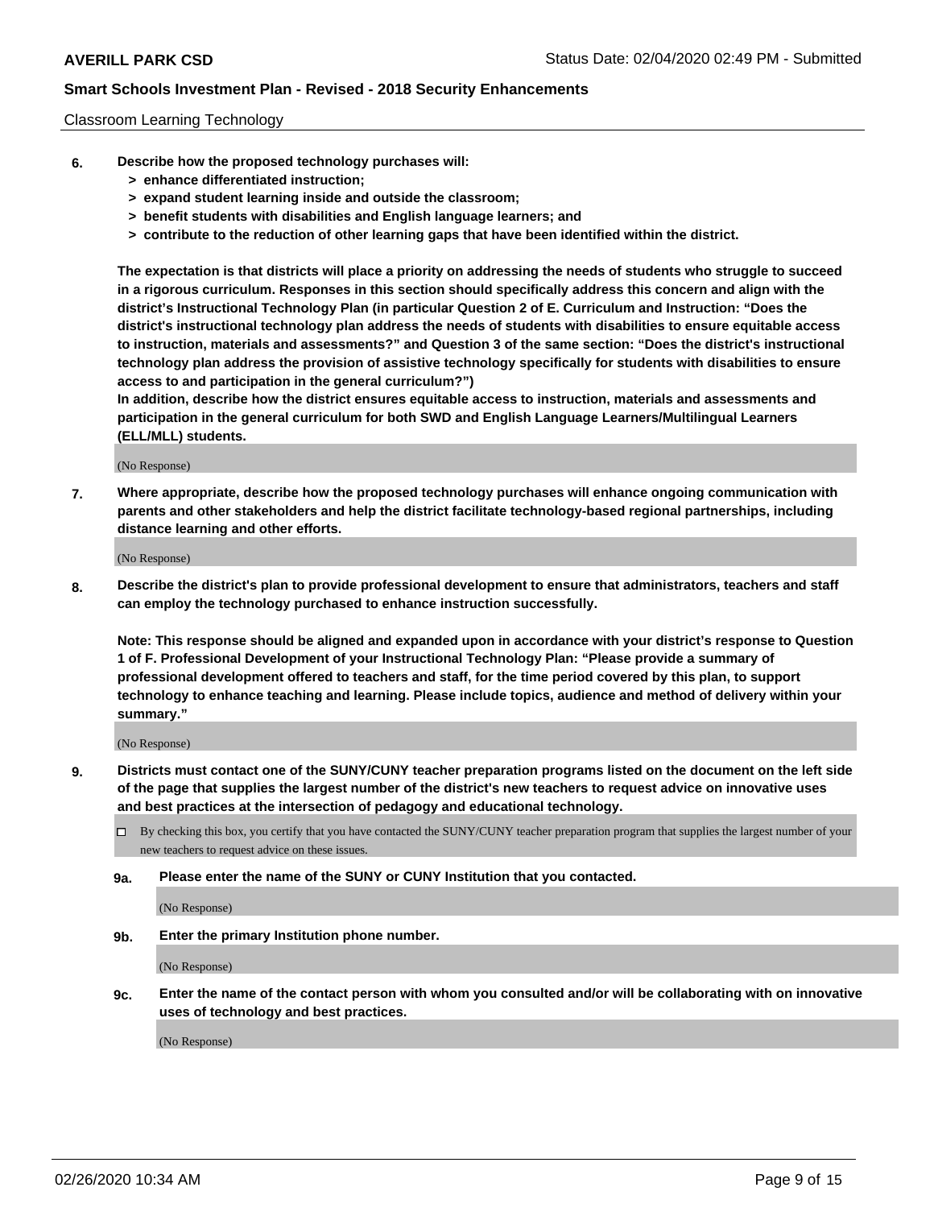Classroom Learning Technology

**6. Describe how the proposed technology purchases will:**

- **> enhance differentiated instruction;**
- **> expand student learning inside and outside the classroom;**
- **> benefit students with disabilities and English language learners; and**
- **> contribute to the reduction of other learning gaps that have been identified within the district.**

**The expectation is that districts will place a priority on addressing the needs of students who struggle to succeed in a rigorous curriculum. Responses in this section should specifically address this concern and align with the district's Instructional Technology Plan (in particular Question 2 of E. Curriculum and Instruction: "Does the district's instructional technology plan address the needs of students with disabilities to ensure equitable access to instruction, materials and assessments?" and Question 3 of the same section: "Does the district's instructional technology plan address the provision of assistive technology specifically for students with disabilities to ensure access to and participation in the general curriculum?")**

**In addition, describe how the district ensures equitable access to instruction, materials and assessments and participation in the general curriculum for both SWD and English Language Learners/Multilingual Learners (ELL/MLL) students.**

(No Response)

**7. Where appropriate, describe how the proposed technology purchases will enhance ongoing communication with parents and other stakeholders and help the district facilitate technology-based regional partnerships, including distance learning and other efforts.**

(No Response)

**8. Describe the district's plan to provide professional development to ensure that administrators, teachers and staff can employ the technology purchased to enhance instruction successfully.**

**Note: This response should be aligned and expanded upon in accordance with your district's response to Question 1 of F. Professional Development of your Instructional Technology Plan: "Please provide a summary of professional development offered to teachers and staff, for the time period covered by this plan, to support technology to enhance teaching and learning. Please include topics, audience and method of delivery within your summary."**

(No Response)

**9. Districts must contact one of the SUNY/CUNY teacher preparation programs listed on the document on the left side of the page that supplies the largest number of the district's new teachers to request advice on innovative uses and best practices at the intersection of pedagogy and educational technology.**

☐ By checking this box, you certify that you have contacted the SUNY/CUNY teacher preparation program that supplies the largest number of your new teachers to request advice on these issues.

**9a. Please enter the name of the SUNY or CUNY Institution that you contacted.**

(No Response)

**9b. Enter the primary Institution phone number.**

(No Response)

**9c. Enter the name of the contact person with whom you consulted and/or will be collaborating with on innovative uses of technology and best practices.**

(No Response)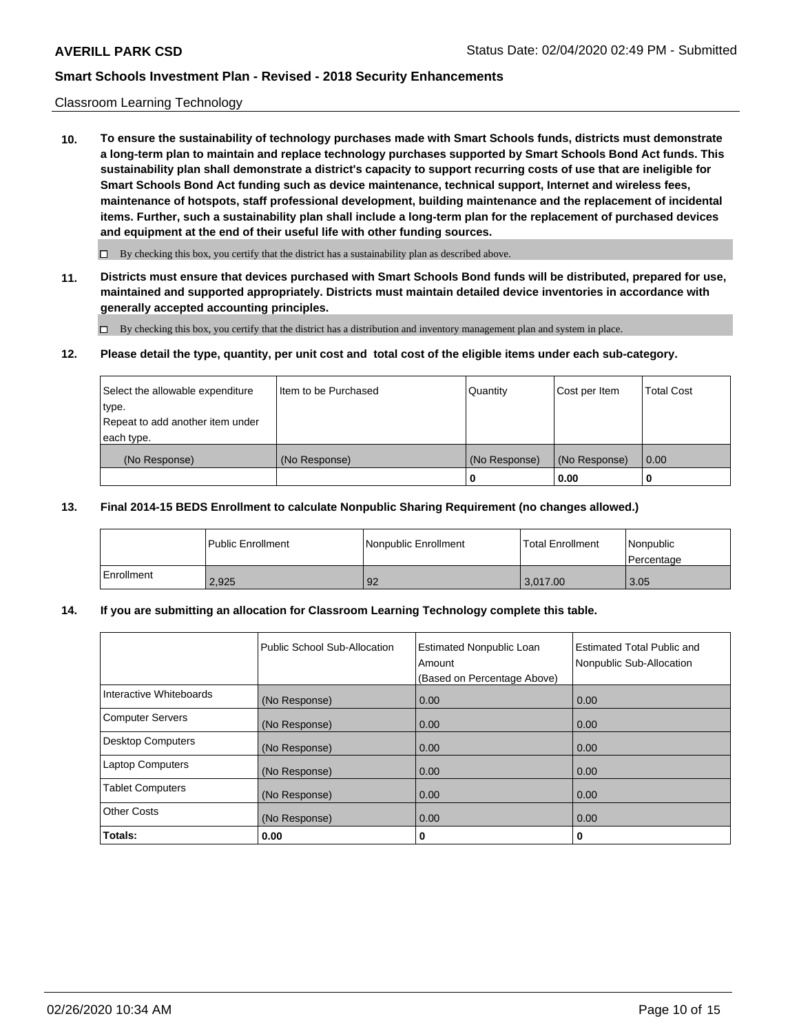Classroom Learning Technology

**10. To ensure the sustainability of technology purchases made with Smart Schools funds, districts must demonstrate a long-term plan to maintain and replace technology purchases supported by Smart Schools Bond Act funds. This sustainability plan shall demonstrate a district's capacity to support recurring costs of use that are ineligible for Smart Schools Bond Act funding such as device maintenance, technical support, Internet and wireless fees, maintenance of hotspots, staff professional development, building maintenance and the replacement of incidental items. Further, such a sustainability plan shall include a long-term plan for the replacement of purchased devices and equipment at the end of their useful life with other funding sources.**

☐ By checking this box, you certify that the district has a sustainability plan as described above.

**11. Districts must ensure that devices purchased with Smart Schools Bond funds will be distributed, prepared for use, maintained and supported appropriately. Districts must maintain detailed device inventories in accordance with generally accepted accounting principles.**

☐ By checking this box, you certify that the district has a distribution and inventory management plan and system in place.

**12. Please detail the type, quantity, per unit cost and total cost of the eligible items under each sub-category.**

| Select the allowable expenditure type. Repeat to add another item under each type. | Item to be Purchased | Quantity | Cost per Item | Total Cost |
|---|---|---|---|---|
| (No Response) | (No Response) | (No Response) | (No Response) | 0.00 |
| | | **0** | **0.00** | **0** |

**13. Final 2014-15 BEDS Enrollment to calculate Nonpublic Sharing Requirement (no changes allowed.)**

| | Public Enrollment | Nonpublic Enrollment | Total Enrollment | Nonpublic Percentage |
|---|---|---|---|---|
| Enrollment | 2,925 | 92 | 3,017.00 | 3.05 |

**14. If you are submitting an allocation for Classroom Learning Technology complete this table.**

| | Public School Sub-Allocation | Estimated Nonpublic Loan Amount (Based on Percentage Above) | Estimated Total Public and Nonpublic Sub-Allocation |
|---|---|---|---|
| Interactive Whiteboards | (No Response) | 0.00 | 0.00 |
| Computer Servers | (No Response) | 0.00 | 0.00 |
| Desktop Computers | (No Response) | 0.00 | 0.00 |
| Laptop Computers | (No Response) | 0.00 | 0.00 |
| Tablet Computers | (No Response) | 0.00 | 0.00 |
| Other Costs | (No Response) | 0.00 | 0.00 |
| **Totals:** | **0.00** | **0** | **0** |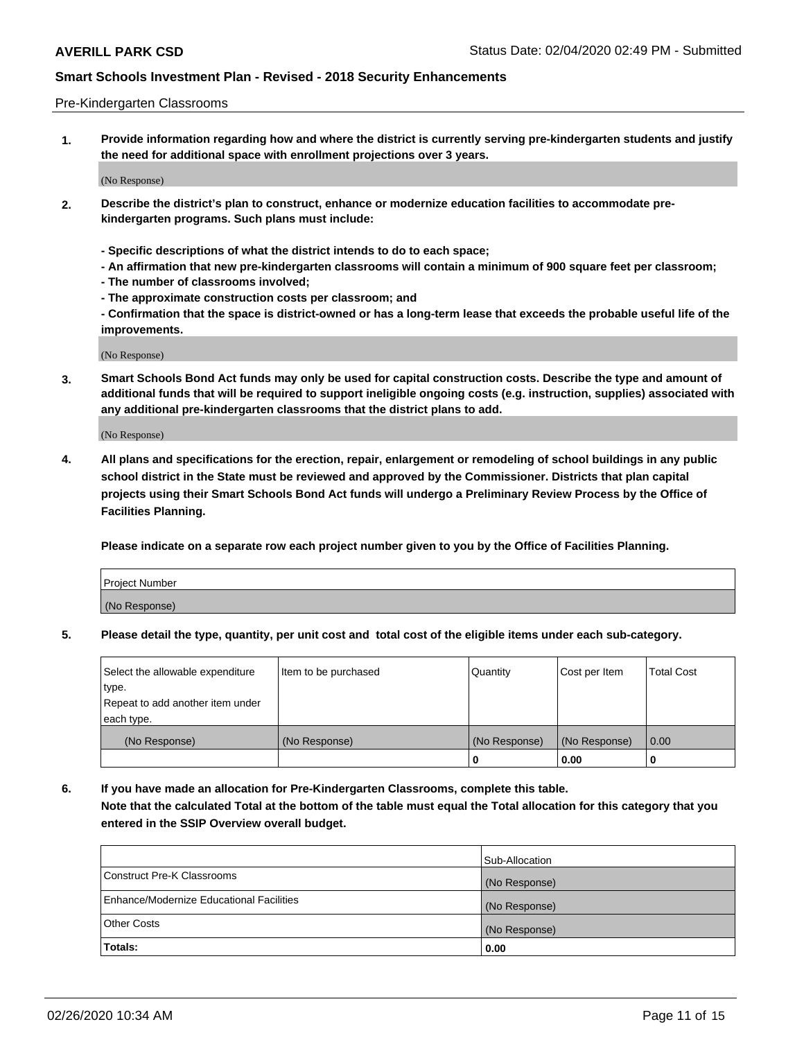Pre-Kindergarten Classrooms

**1. Provide information regarding how and where the district is currently serving pre-kindergarten students and justify the need for additional space with enrollment projections over 3 years.**

(No Response)

**2. Describe the district's plan to construct, enhance or modernize education facilities to accommodate pre-kindergarten programs. Such plans must include:**

**- Specific descriptions of what the district intends to do to each space;**
**- An affirmation that new pre-kindergarten classrooms will contain a minimum of 900 square feet per classroom;**
**- The number of classrooms involved;**
**- The approximate construction costs per classroom; and**
**- Confirmation that the space is district-owned or has a long-term lease that exceeds the probable useful life of the improvements.**

(No Response)

**3. Smart Schools Bond Act funds may only be used for capital construction costs. Describe the type and amount of additional funds that will be required to support ineligible ongoing costs (e.g. instruction, supplies) associated with any additional pre-kindergarten classrooms that the district plans to add.**

(No Response)

**4. All plans and specifications for the erection, repair, enlargement or remodeling of school buildings in any public school district in the State must be reviewed and approved by the Commissioner. Districts that plan capital projects using their Smart Schools Bond Act funds will undergo a Preliminary Review Process by the Office of Facilities Planning.**

**Please indicate on a separate row each project number given to you by the Office of Facilities Planning.**

| Project Number |
|---|
| (No Response) |

**5. Please detail the type, quantity, per unit cost and total cost of the eligible items under each sub-category.**

| Select the allowable expenditure type. Repeat to add another item under each type. | Item to be purchased | Quantity | Cost per Item | Total Cost |
|---|---|---|---|---|
| (No Response) | (No Response) | (No Response) | (No Response) | 0.00 |
| | | 0 | 0.00 | 0 |

**6. If you have made an allocation for Pre-Kindergarten Classrooms, complete this table. Note that the calculated Total at the bottom of the table must equal the Total allocation for this category that you entered in the SSIP Overview overall budget.**

| | Sub-Allocation |
|---|---|
| Construct Pre-K Classrooms | (No Response) |
| Enhance/Modernize Educational Facilities | (No Response) |
| Other Costs | (No Response) |
| **Totals:** | **0.00** |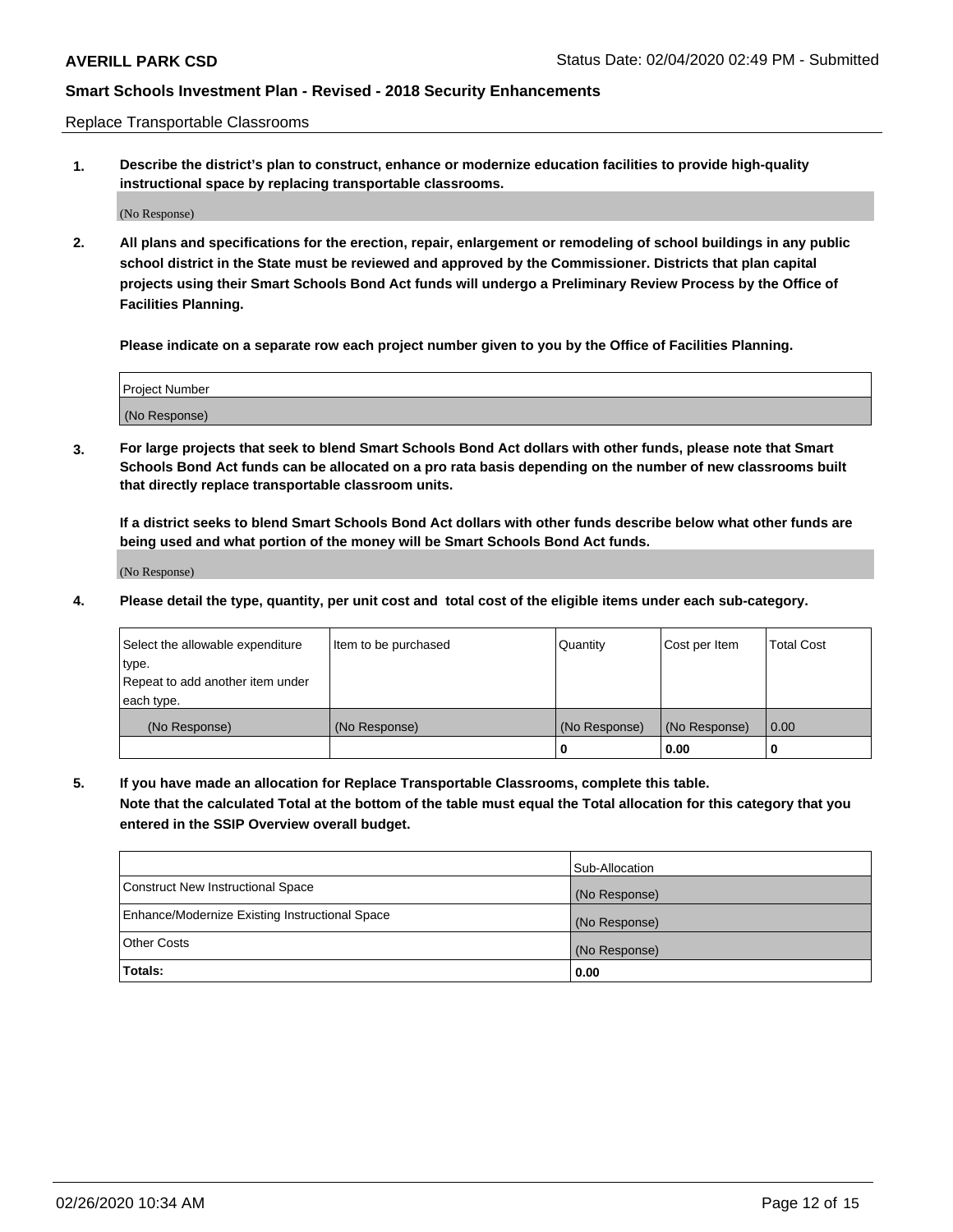**AVERILL PARK CSD** Status Date: 02/04/2020 02:49 PM - Submitted

**Smart Schools Investment Plan - Revised - 2018 Security Enhancements**

Replace Transportable Classrooms

1. **Describe the district's plan to construct, enhance or modernize education facilities to provide high-quality instructional space by replacing transportable classrooms.**

   (No Response)

2. **All plans and specifications for the erection, repair, enlargement or remodeling of school buildings in any public school district in the State must be reviewed and approved by the Commissioner. Districts that plan capital projects using their Smart Schools Bond Act funds will undergo a Preliminary Review Process by the Office of Facilities Planning.**

   **Please indicate on a separate row each project number given to you by the Office of Facilities Planning.**

| Project Number |
|---|
| (No Response) |

3. **For large projects that seek to blend Smart Schools Bond Act dollars with other funds, please note that Smart Schools Bond Act funds can be allocated on a pro rata basis depending on the number of new classrooms built that directly replace transportable classroom units.**

   **If a district seeks to blend Smart Schools Bond Act dollars with other funds describe below what other funds are being used and what portion of the money will be Smart Schools Bond Act funds.**

   (No Response)

4. **Please detail the type, quantity, per unit cost and total cost of the eligible items under each sub-category.**

| Select the allowable expenditure type. Repeat to add another item under each type. | Item to be purchased | Quantity | Cost per Item | Total Cost |
|---|---|---|---|---|
| (No Response) | (No Response) | (No Response) | (No Response) | 0.00 |
| | | 0 | 0.00 | 0 |

5. **If you have made an allocation for Replace Transportable Classrooms, complete this table. Note that the calculated Total at the bottom of the table must equal the Total allocation for this category that you entered in the SSIP Overview overall budget.**

| | Sub-Allocation |
|---|---|
| Construct New Instructional Space | (No Response) |
| Enhance/Modernize Existing Instructional Space | (No Response) |
| Other Costs | (No Response) |
| **Totals:** | **0.00** |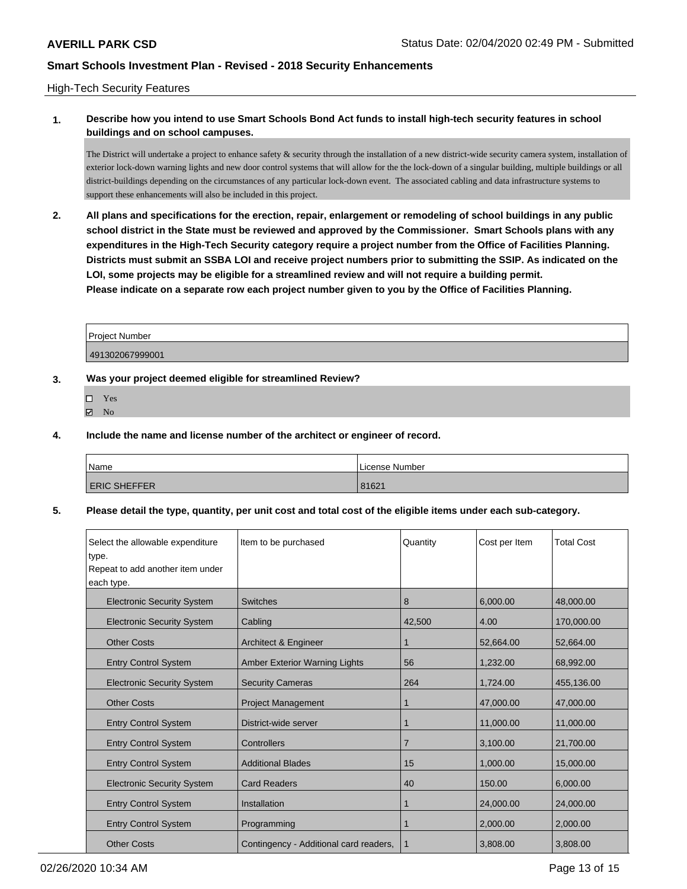**AVERILL PARK CSD** Status Date: 02/04/2020 02:49 PM - Submitted

**Smart Schools Investment Plan - Revised - 2018 Security Enhancements**

High-Tech Security Features

**1. Describe how you intend to use Smart Schools Bond Act funds to install high-tech security features in school buildings and on school campuses.**

The District will undertake a project to enhance safety & security through the installation of a new district-wide security camera system, installation of exterior lock-down warning lights and new door control systems that will allow for the the lock-down of a singular building, multiple buildings or all district-buildings depending on the circumstances of any particular lock-down event. The associated cabling and data infrastructure systems to support these enhancements will also be included in this project.

**2. All plans and specifications for the erection, repair, enlargement or remodeling of school buildings in any public school district in the State must be reviewed and approved by the Commissioner. Smart Schools plans with any expenditures in the High-Tech Security category require a project number from the Office of Facilities Planning. Districts must submit an SSBA LOI and receive project numbers prior to submitting the SSIP. As indicated on the LOI, some projects may be eligible for a streamlined review and will not require a building permit.**
**Please indicate on a separate row each project number given to you by the Office of Facilities Planning.**

| Project Number |
|---|
| 491302067999001 |

**3. Was your project deemed eligible for streamlined Review?**

☐ Yes
☑ No

**4. Include the name and license number of the architect or engineer of record.**

| Name | License Number |
|---|---|
| ERIC SHEFFER | 81621 |

**5. Please detail the type, quantity, per unit cost and total cost of the eligible items under each sub-category.**

| Select the allowable expenditure type. Repeat to add another item under each type. | Item to be purchased | Quantity | Cost per Item | Total Cost |
|---|---|---|---|---|
| Electronic Security System | Switches | 8 | 6,000.00 | 48,000.00 |
| Electronic Security System | Cabling | 42,500 | 4.00 | 170,000.00 |
| Other Costs | Architect & Engineer | 1 | 52,664.00 | 52,664.00 |
| Entry Control System | Amber Exterior Warning Lights | 56 | 1,232.00 | 68,992.00 |
| Electronic Security System | Security Cameras | 264 | 1,724.00 | 455,136.00 |
| Other Costs | Project Management | 1 | 47,000.00 | 47,000.00 |
| Entry Control System | District-wide server | 1 | 11,000.00 | 11,000.00 |
| Entry Control System | Controllers | 7 | 3,100.00 | 21,700.00 |
| Entry Control System | Additional Blades | 15 | 1,000.00 | 15,000.00 |
| Electronic Security System | Card Readers | 40 | 150.00 | 6,000.00 |
| Entry Control System | Installation | 1 | 24,000.00 | 24,000.00 |
| Entry Control System | Programming | 1 | 2,000.00 | 2,000.00 |
| Other Costs | Contingency - Additional card readers, | 1 | 3,808.00 | 3,808.00 |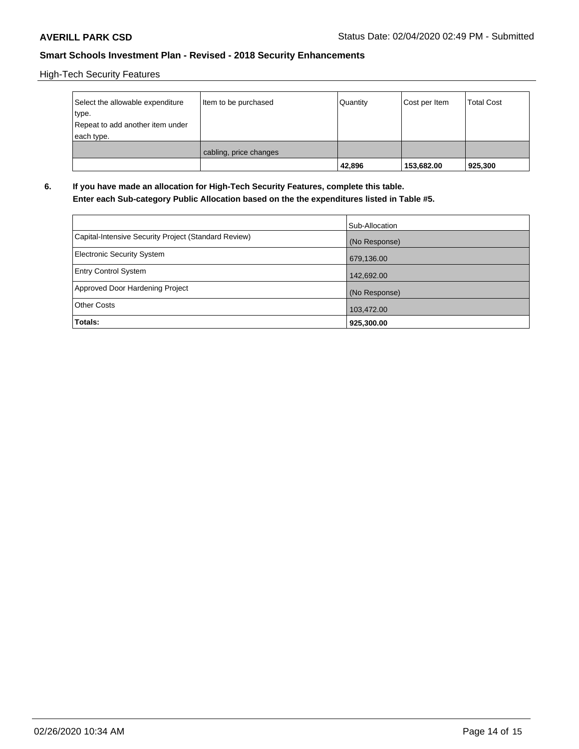High-Tech Security Features

| Select the allowable expenditure type. Repeat to add another item under each type. | Item to be purchased | Quantity | Cost per Item | Total Cost |
|---|---|---|---|---|
| | cabling, price changes | | | |
| | | **42,896** | **153,682.00** | **925,300** |

**6. If you have made an allocation for High-Tech Security Features, complete this table. Enter each Sub-category Public Allocation based on the the expenditures listed in Table #5.**

| | Sub-Allocation |
|---|---|
| Capital-Intensive Security Project (Standard Review) | (No Response) |
| Electronic Security System | 679,136.00 |
| Entry Control System | 142,692.00 |
| Approved Door Hardening Project | (No Response) |
| Other Costs | 103,472.00 |
| **Totals:** | **925,300.00** |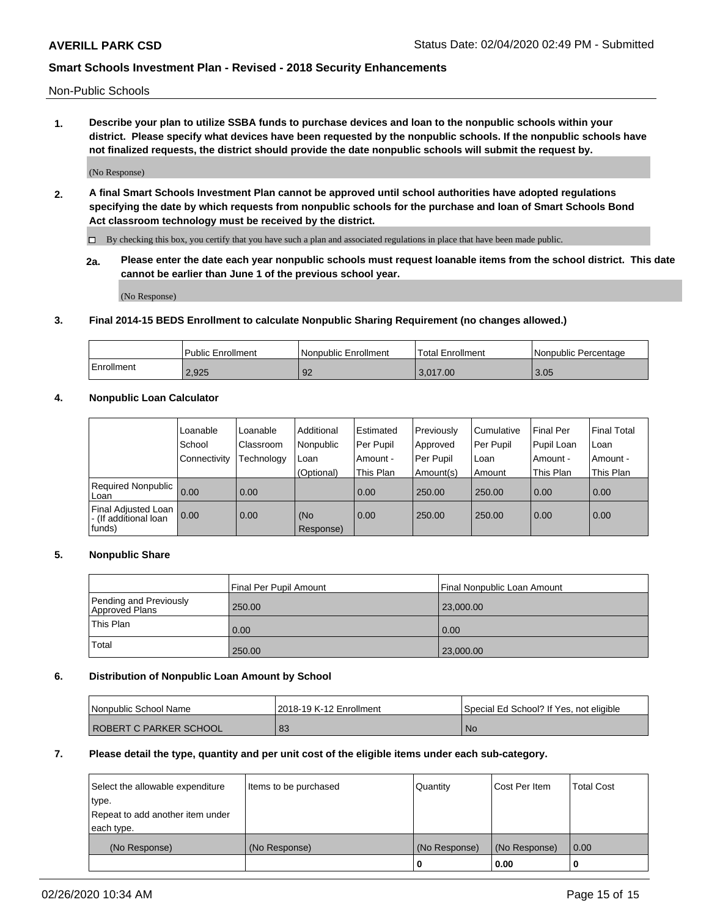Non-Public Schools

**1. Describe your plan to utilize SSBA funds to purchase devices and loan to the nonpublic schools within your district. Please specify what devices have been requested by the nonpublic schools. If the nonpublic schools have not finalized requests, the district should provide the date nonpublic schools will submit the request by.**

(No Response)

**2. A final Smart Schools Investment Plan cannot be approved until school authorities have adopted regulations specifying the date by which requests from nonpublic schools for the purchase and loan of Smart Schools Bond Act classroom technology must be received by the district.**

☐ By checking this box, you certify that you have such a plan and associated regulations in place that have been made public.

**2a. Please enter the date each year nonpublic schools must request loanable items from the school district. This date cannot be earlier than June 1 of the previous school year.**

(No Response)

**3. Final 2014-15 BEDS Enrollment to calculate Nonpublic Sharing Requirement (no changes allowed.)**

| | Public Enrollment | Nonpublic Enrollment | Total Enrollment | Nonpublic Percentage |
|---|---|---|---|---|
| Enrollment | 2,925 | 92 | 3,017.00 | 3.05 |

**4. Nonpublic Loan Calculator**

| | Loanable School Connectivity | Loanable Classroom Technology | Additional Nonpublic Loan (Optional) | Estimated Per Pupil Amount - This Plan | Previously Approved Per Pupil Amount(s) | Cumulative Per Pupil Loan Amount | Final Per Pupil Loan Amount - This Plan | Final Total Loan Amount - This Plan |
|---|---|---|---|---|---|---|---|---|
| Required Nonpublic Loan | 0.00 | 0.00 | | 0.00 | 250.00 | 250.00 | 0.00 | 0.00 |
| Final Adjusted Loan - (If additional loan funds) | 0.00 | 0.00 | (No Response) | 0.00 | 250.00 | 250.00 | 0.00 | 0.00 |

**5. Nonpublic Share**

| | Final Per Pupil Amount | Final Nonpublic Loan Amount |
|---|---|---|
| Pending and Previously Approved Plans | 250.00 | 23,000.00 |
| This Plan | 0.00 | 0.00 |
| Total | 250.00 | 23,000.00 |

**6. Distribution of Nonpublic Loan Amount by School**

| Nonpublic School Name | 2018-19 K-12 Enrollment | Special Ed School? If Yes, not eligible |
|---|---|---|
| ROBERT C PARKER SCHOOL | 83 | No |

**7. Please detail the type, quantity and per unit cost of the eligible items under each sub-category.**

| Select the allowable expenditure type. Repeat to add another item under each type. | Items to be purchased | Quantity | Cost Per Item | Total Cost |
|---|---|---|---|---|
| (No Response) | (No Response) | (No Response) | (No Response) | 0.00 |
| | | 0 | 0.00 | 0 |